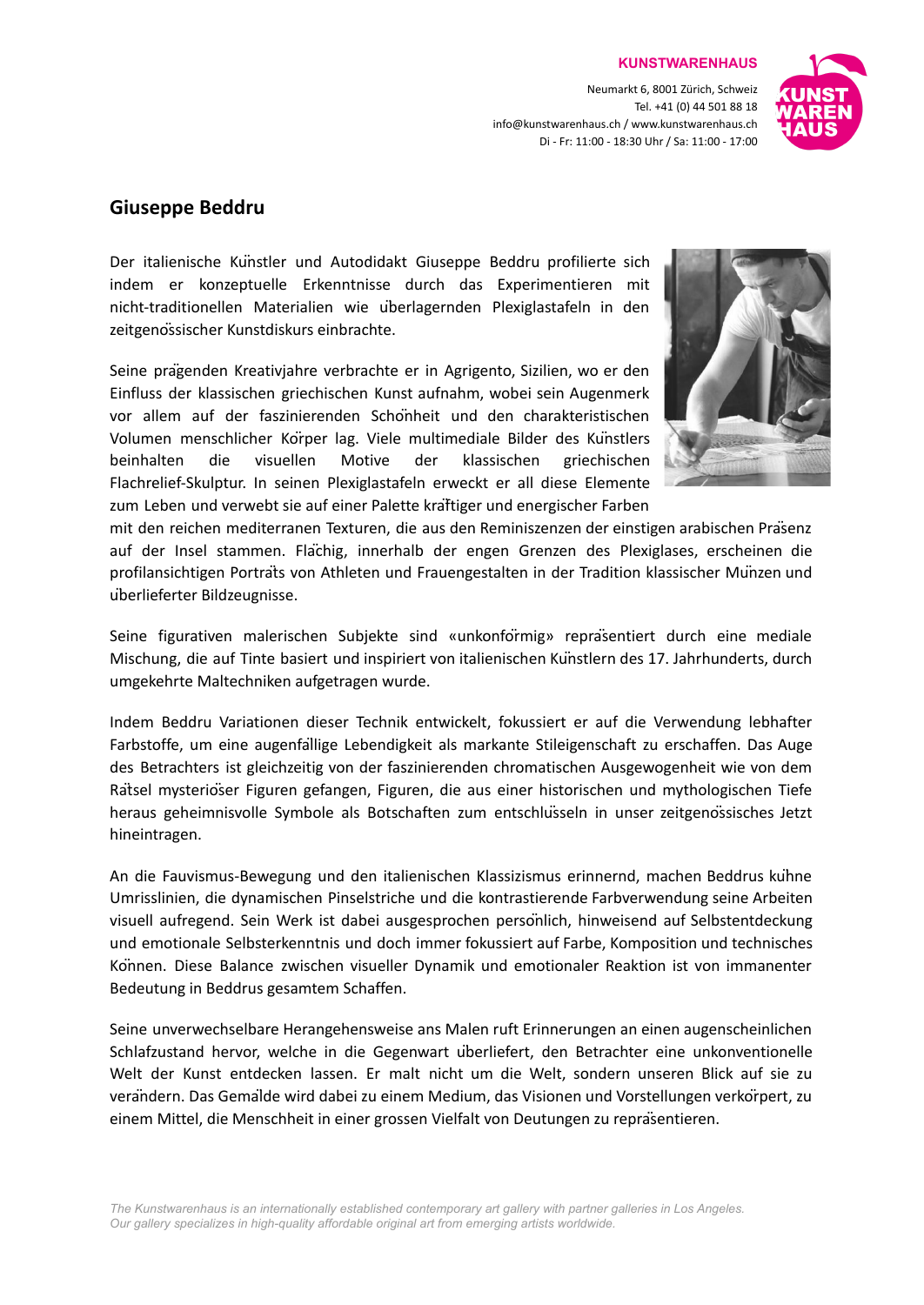**KUNSTWARENHAUS**

Neumarkt 6, 8001 Zürich, Schweiz
Tel. +41 (0) 44 501 88 18
info@kunstwarenhaus.ch / www.kunstwarenhaus.ch
Di - Fr: 11:00 - 18:30 Uhr / Sa: 11:00 - 17:00

## Giuseppe Beddru

Der italienische Künstler und Autodidakt Giuseppe Beddru profilierte sich indem er konzeptuelle Erkenntnisse durch das Experimentieren mit nicht-traditionellen Materialien wie überlagernden Plexiglastafeln in den zeitgenössischer Kunstdiskurs einbrachte.

Seine prägenden Kreativjahre verbrachte er in Agrigento, Sizilien, wo er den Einfluss der klassischen griechischen Kunst aufnahm, wobei sein Augenmerk vor allem auf der faszinierenden Schönheit und den charakteristischen Volumen menschlicher Körper lag. Viele multimediale Bilder des Künstlers beinhalten die visuellen Motive der klassischen griechischen Flachrelief-Skulptur. In seinen Plexiglastafeln erweckt er all diese Elemente zum Leben und verwebt sie auf einer Palette kräftiger und energischer Farben mit den reichen mediterranen Texturen, die aus den Reminiszenzen der einstigen arabischen Präsenz auf der Insel stammen. Flächig, innerhalb der engen Grenzen des Plexiglases, erscheinen die profilansichtigen Porträts von Athleten und Frauengestalten in der Tradition klassischer Münzen und überlieferter Bildzeugnisse.

Seine figurativen malerischen Subjekte sind «unkonförmig» repräsentiert durch eine mediale Mischung, die auf Tinte basiert und inspiriert von italienischen Künstlern des 17. Jahrhunderts, durch umgekehrte Maltechniken aufgetragen wurde.

Indem Beddru Variationen dieser Technik entwickelt, fokussiert er auf die Verwendung lebhafter Farbstoffe, um eine augenfällige Lebendigkeit als markante Stileigenschaft zu erschaffen. Das Auge des Betrachters ist gleichzeitig von der faszinierenden chromatischen Ausgewogenheit wie von dem Rätsel mysteriöser Figuren gefangen, Figuren, die aus einer historischen und mythologischen Tiefe heraus geheimnisvolle Symbole als Botschaften zum entschlüsseln in unser zeitgenössisches Jetzt hineintragen.

An die Fauvismus-Bewegung und den italienischen Klassizismus erinnernd, machen Beddrus kühne Umrisslinien, die dynamischen Pinselstriche und die kontrastierende Farbverwendung seine Arbeiten visuell aufregend. Sein Werk ist dabei ausgesprochen persönlich, hinweisend auf Selbstentdeckung und emotionale Selbsterkenntnis und doch immer fokussiert auf Farbe, Komposition und technisches Können. Diese Balance zwischen visueller Dynamik und emotionaler Reaktion ist von immanenter Bedeutung in Beddrus gesamtem Schaffen.

Seine unverwechselbare Herangehensweise ans Malen ruft Erinnerungen an einen augenscheinlichen Schlafzustand hervor, welche in die Gegenwart überliefert, den Betrachter eine unkonventionelle Welt der Kunst entdecken lassen. Er malt nicht um die Welt, sondern unseren Blick auf sie zu verändern. Das Gemälde wird dabei zu einem Medium, das Visionen und Vorstellungen verkörpert, zu einem Mittel, die Menschheit in einer grossen Vielfalt von Deutungen zu repräsentieren.

*The Kunstwarenhaus is an internationally established contemporary art gallery with partner galleries in Los Angeles. Our gallery specializes in high-quality affordable original art from emerging artists worldwide.*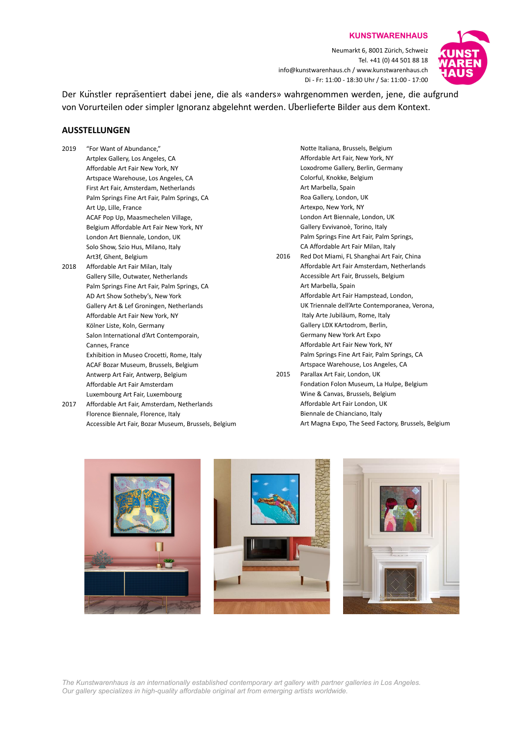Der Künstler repräsentiert dabei jene, die als «anders» wahrgenommen werden, jene, die aufgrund von Vorurteilen oder simpler Ignoranz abgelehnt werden. Überlieferte Bilder aus dem Kontext.

## AUSSTELLUNGEN

2019 "For Want of Abundance,"
Artplex Gallery, Los Angeles, CA
Affordable Art Fair New York, NY
Artspace Warehouse, Los Angeles, CA
First Art Fair, Amsterdam, Netherlands
Palm Springs Fine Art Fair, Palm Springs, CA
Art Up, Lille, France
ACAF Pop Up, Maasmechelen Village,
Belgium Affordable Art Fair New York, NY
London Art Biennale, London, UK
Solo Show, Szio Hus, Milano, Italy
Art3f, Ghent, Belgium

2018 Affordable Art Fair Milan, Italy
Gallery Sille, Outwater, Netherlands
Palm Springs Fine Art Fair, Palm Springs, CA
AD Art Show Sotheby's, New York
Gallery Art & Lef Groningen, Netherlands
Affordable Art Fair New York, NY
Kölner Liste, Koln, Germany
Salon International d'Art Contemporain,
Cannes, France
Exhibition in Museo Crocetti, Rome, Italy
ACAF Bozar Museum, Brussels, Belgium
Antwerp Art Fair, Antwerp, Belgium
Affordable Art Fair Amsterdam
Luxembourg Art Fair, Luxembourg

2017 Affordable Art Fair, Amsterdam, Netherlands
Florence Biennale, Florence, Italy
Accessible Art Fair, Bozar Museum, Brussels, Belgium
Notte Italiana, Brussels, Belgium
Affordable Art Fair, New York, NY
Loxodrome Gallery, Berlin, Germany
Colorful, Knokke, Belgium
Art Marbella, Spain
Roa Gallery, London, UK
Artexpo, New York, NY
London Art Biennale, London, UK
Gallery Evvivanoè, Torino, Italy
Palm Springs Fine Art Fair, Palm Springs,
CA Affordable Art Fair Milan, Italy

2016 Red Dot Miami, FL Shanghai Art Fair, China
Affordable Art Fair Amsterdam, Netherlands
Accessible Art Fair, Brussels, Belgium
Art Marbella, Spain
Affordable Art Fair Hampstead, London,
UK Triennale dell'Arte Contemporanea, Verona,
Italy Arte Jubiläum, Rome, Italy
Gallery LDX KArtodrom, Berlin,
Germany New York Art Expo
Affordable Art Fair New York, NY
Palm Springs Fine Art Fair, Palm Springs, CA
Artspace Warehouse, Los Angeles, CA

2015 Parallax Art Fair, London, UK
Fondation Folon Museum, La Hulpe, Belgium
Wine & Canvas, Brussels, Belgium
Affordable Art Fair London, UK
Biennale de Chianciano, Italy
Art Magna Expo, The Seed Factory, Brussels, Belgium

*The Kunstwarenhaus is an internationally established contemporary art gallery with partner galleries in Los Angeles. Our gallery specializes in high-quality affordable original art from emerging artists worldwide.*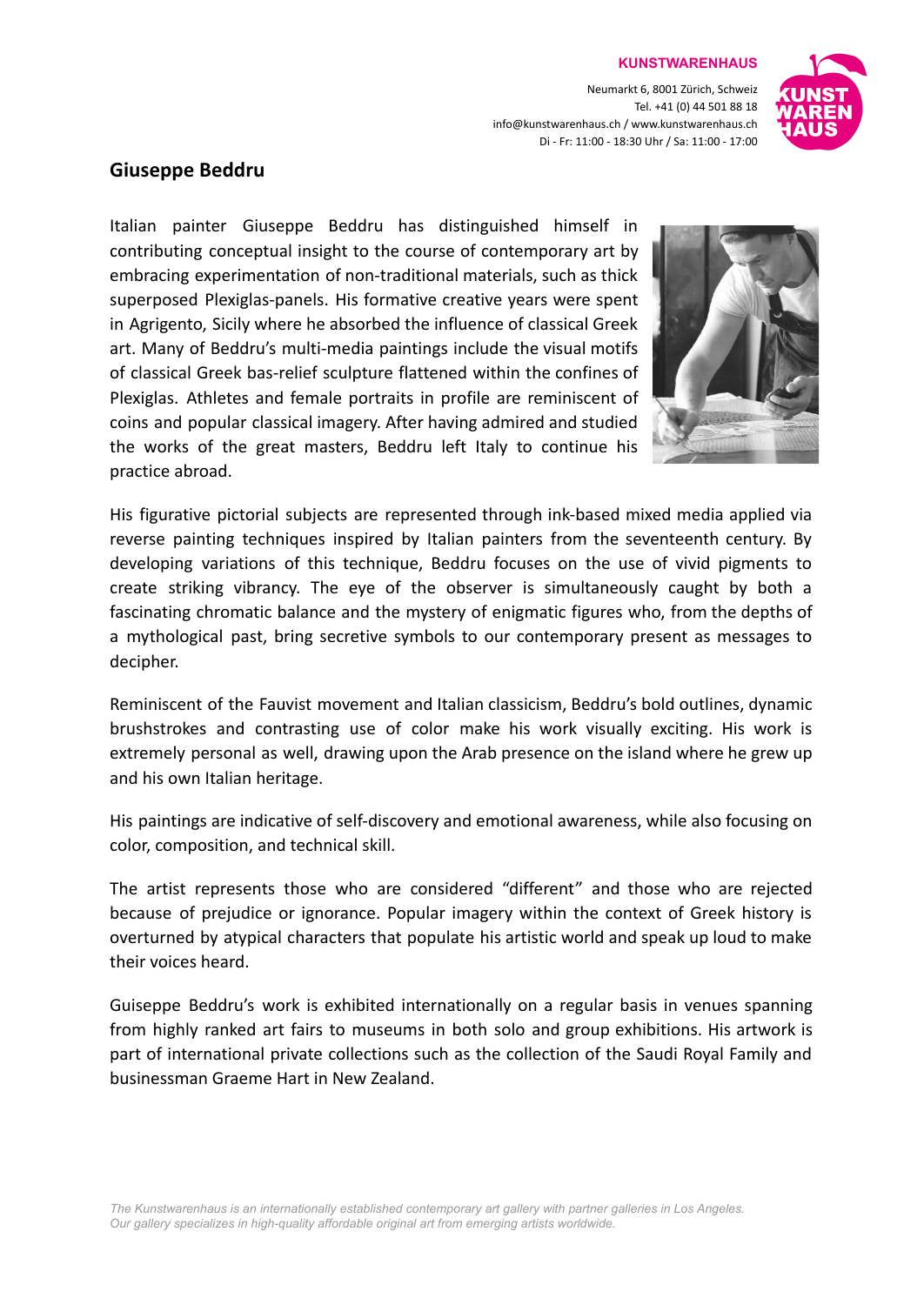# Giuseppe Beddru

Italian painter Giuseppe Beddru has distinguished himself in contributing conceptual insight to the course of contemporary art by embracing experimentation of non-traditional materials, such as thick superposed Plexiglas-panels. His formative creative years were spent in Agrigento, Sicily where he absorbed the influence of classical Greek art. Many of Beddru's multi-media paintings include the visual motifs of classical Greek bas-relief sculpture flattened within the confines of Plexiglas. Athletes and female portraits in profile are reminiscent of coins and popular classical imagery. After having admired and studied the works of the great masters, Beddru left Italy to continue his practice abroad.

His figurative pictorial subjects are represented through ink-based mixed media applied via reverse painting techniques inspired by Italian painters from the seventeenth century. By developing variations of this technique, Beddru focuses on the use of vivid pigments to create striking vibrancy. The eye of the observer is simultaneously caught by both a fascinating chromatic balance and the mystery of enigmatic figures who, from the depths of a mythological past, bring secretive symbols to our contemporary present as messages to decipher.

Reminiscent of the Fauvist movement and Italian classicism, Beddru's bold outlines, dynamic brushstrokes and contrasting use of color make his work visually exciting. His work is extremely personal as well, drawing upon the Arab presence on the island where he grew up and his own Italian heritage.

His paintings are indicative of self-discovery and emotional awareness, while also focusing on color, composition, and technical skill.

The artist represents those who are considered "different" and those who are rejected because of prejudice or ignorance. Popular imagery within the context of Greek history is overturned by atypical characters that populate his artistic world and speak up loud to make their voices heard.

Guiseppe Beddru's work is exhibited internationally on a regular basis in venues spanning from highly ranked art fairs to museums in both solo and group exhibitions. His artwork is part of international private collections such as the collection of the Saudi Royal Family and businessman Graeme Hart in New Zealand.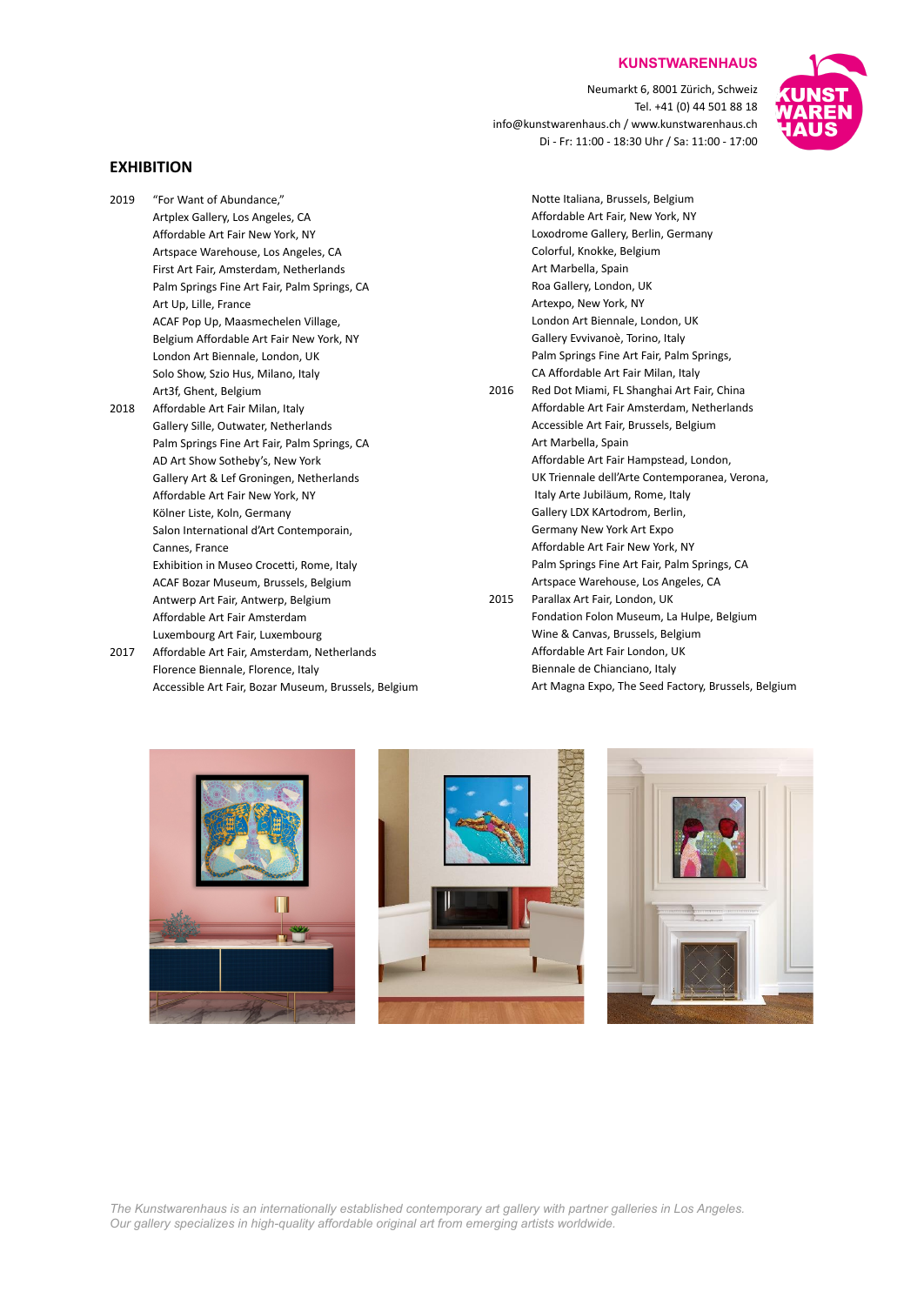**KUNSTWARENHAUS**

Neumarkt 6, 8001 Zürich, Schweiz
Tel. +41 (0) 44 501 88 18
info@kunstwarenhaus.ch / www.kunstwarenhaus.ch
Di - Fr: 11:00 - 18:30 Uhr / Sa: 11:00 - 17:00

## EXHIBITION

2019
"For Want of Abundance,"
Artplex Gallery, Los Angeles, CA
Affordable Art Fair New York, NY
Artspace Warehouse, Los Angeles, CA
First Art Fair, Amsterdam, Netherlands
Palm Springs Fine Art Fair, Palm Springs, CA
Art Up, Lille, France
ACAF Pop Up, Maasmechelen Village,
Belgium Affordable Art Fair New York, NY
London Art Biennale, London, UK
Solo Show, Szio Hus, Milano, Italy
Art3f, Ghent, Belgium

2018
Affordable Art Fair Milan, Italy
Gallery Sille, Outwater, Netherlands
Palm Springs Fine Art Fair, Palm Springs, CA
AD Art Show Sotheby's, New York
Gallery Art & Lef Groningen, Netherlands
Affordable Art Fair New York, NY
Kölner Liste, Koln, Germany
Salon International d'Art Contemporain,
Cannes, France
Exhibition in Museo Crocetti, Rome, Italy
ACAF Bozar Museum, Brussels, Belgium
Antwerp Art Fair, Antwerp, Belgium
Affordable Art Fair Amsterdam
Luxembourg Art Fair, Luxembourg

2017
Affordable Art Fair, Amsterdam, Netherlands
Florence Biennale, Florence, Italy
Accessible Art Fair, Bozar Museum, Brussels, Belgium
Notte Italiana, Brussels, Belgium
Affordable Art Fair, New York, NY
Loxodrome Gallery, Berlin, Germany
Colorful, Knokke, Belgium
Art Marbella, Spain
Roa Gallery, London, UK
Artexpo, New York, NY
London Art Biennale, London, UK
Gallery Evvivanoè, Torino, Italy
Palm Springs Fine Art Fair, Palm Springs,
CA Affordable Art Fair Milan, Italy

2016
Red Dot Miami, FL Shanghai Art Fair, China
Affordable Art Fair Amsterdam, Netherlands
Accessible Art Fair, Brussels, Belgium
Art Marbella, Spain
Affordable Art Fair Hampstead, London,
UK Triennale dell'Arte Contemporanea, Verona,
Italy Arte Jubiläum, Rome, Italy
Gallery LDX KArtodrom, Berlin,
Germany New York Art Expo
Affordable Art Fair New York, NY
Palm Springs Fine Art Fair, Palm Springs, CA
Artspace Warehouse, Los Angeles, CA

2015
Parallax Art Fair, London, UK
Fondation Folon Museum, La Hulpe, Belgium
Wine & Canvas, Brussels, Belgium
Affordable Art Fair London, UK
Biennale de Chianciano, Italy
Art Magna Expo, The Seed Factory, Brussels, Belgium

*The Kunstwarenhaus is an internationally established contemporary art gallery with partner galleries in Los Angeles. Our gallery specializes in high-quality affordable original art from emerging artists worldwide.*